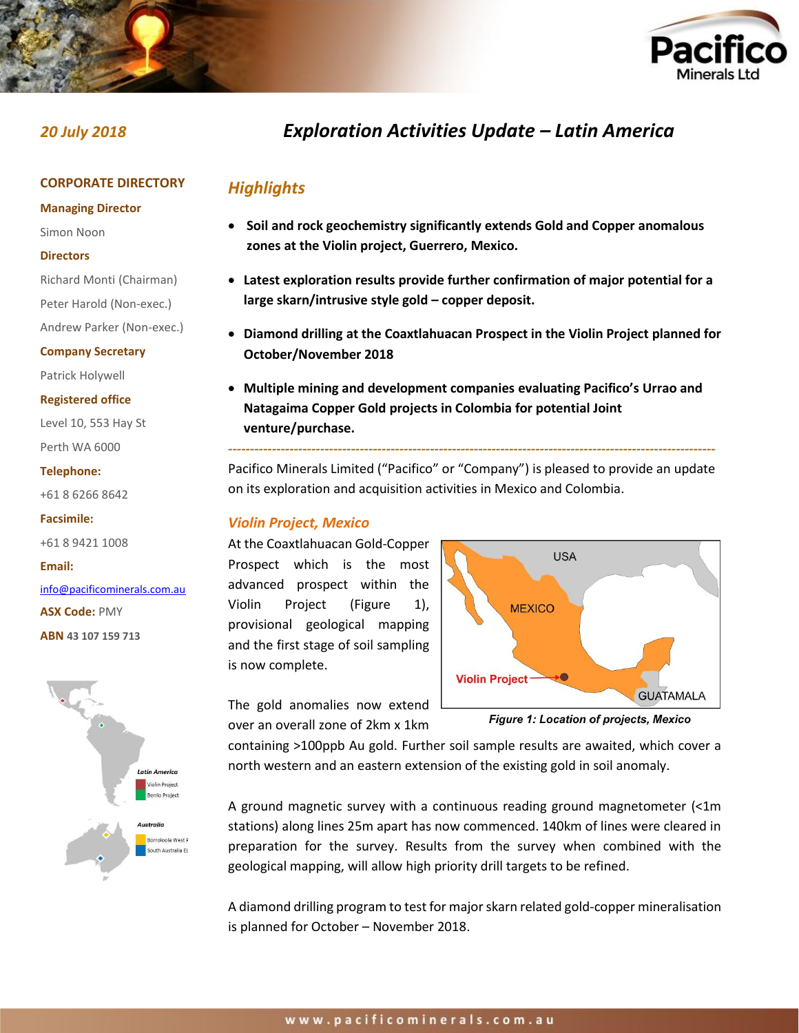20 July 2018

# Exploration Activities Update – Latin America

**CORPORATE DIRECTORY**

**Managing Director**

Simon Noon

**Directors**

Richard Monti (Chairman)

Peter Harold (Non-exec.)

Andrew Parker (Non-exec.)

**Company Secretary**

Patrick Holywell

**Registered office**

Level 10, 553 Hay St

Perth WA 6000

**Telephone:**

+61 8 6266 8642

**Facsimile:**

+61 8 9421 1008

**Email:**

info@pacificominerals.com.au

**ASX Code:** PMY

**ABN** 43 107 159 713

## Highlights

- **Soil and rock geochemistry significantly extends Gold and Copper anomalous zones at the Violin project, Guerrero, Mexico.**
- **Latest exploration results provide further confirmation of major potential for a large skarn/intrusive style gold – copper deposit.**
- **Diamond drilling at the Coaxtlahuacan Prospect in the Violin Project planned for October/November 2018**
- **Multiple mining and development companies evaluating Pacifico's Urrao and Natagaima Copper Gold projects in Colombia for potential Joint venture/purchase.**

---

Pacifico Minerals Limited ("Pacifico" or "Company") is pleased to provide an update on its exploration and acquisition activities in Mexico and Colombia.

## Violin Project, Mexico

At the Coaxtlahuacan Gold-Copper Prospect which is the most advanced prospect within the Violin Project (Figure 1), provisional geological mapping and the first stage of soil sampling is now complete.

*Figure 1: Location of projects, Mexico*

The gold anomalies now extend over an overall zone of 2km x 1km containing >100ppb Au gold. Further soil sample results are awaited, which cover a north western and an eastern extension of the existing gold in soil anomaly.

A ground magnetic survey with a continuous reading ground magnetometer (<1m stations) along lines 25m apart has now commenced. 140km of lines were cleared in preparation for the survey. Results from the survey when combined with the geological mapping, will allow high priority drill targets to be refined.

A diamond drilling program to test for major skarn related gold-copper mineralisation is planned for October – November 2018.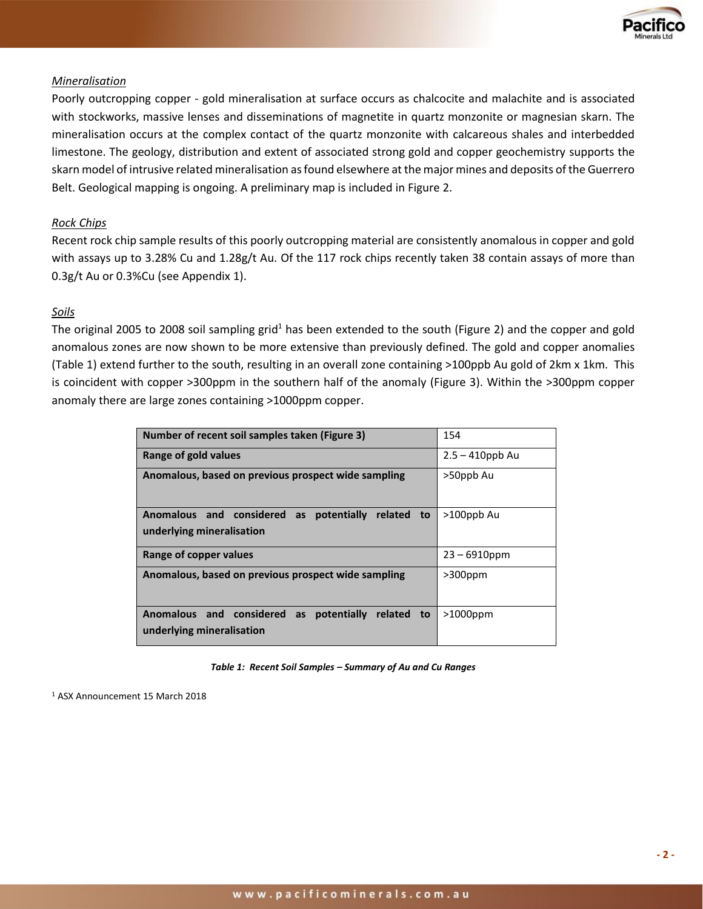*Mineralisation*

Poorly outcropping copper - gold mineralisation at surface occurs as chalcocite and malachite and is associated with stockworks, massive lenses and disseminations of magnetite in quartz monzonite or magnesian skarn. The mineralisation occurs at the complex contact of the quartz monzonite with calcareous shales and interbedded limestone. The geology, distribution and extent of associated strong gold and copper geochemistry supports the skarn model of intrusive related mineralisation as found elsewhere at the major mines and deposits of the Guerrero Belt. Geological mapping is ongoing. A preliminary map is included in Figure 2.

*Rock Chips*

Recent rock chip sample results of this poorly outcropping material are consistently anomalous in copper and gold with assays up to 3.28% Cu and 1.28g/t Au. Of the 117 rock chips recently taken 38 contain assays of more than 0.3g/t Au or 0.3%Cu (see Appendix 1).

*Soils*

The original 2005 to 2008 soil sampling grid[1] has been extended to the south (Figure 2) and the copper and gold anomalous zones are now shown to be more extensive than previously defined. The gold and copper anomalies (Table 1) extend further to the south, resulting in an overall zone containing >100ppb Au gold of 2km x 1km. This is coincident with copper >300ppm in the southern half of the anomaly (Figure 3). Within the >300ppm copper anomaly there are large zones containing >1000ppm copper.

| **Number of recent soil samples taken (Figure 3)** | 154 |
|---|---|
| **Range of gold values** | 2.5 – 410ppb Au |
| **Anomalous, based on previous prospect wide sampling** | >50ppb Au |
| **Anomalous and considered as potentially related to underlying mineralisation** | >100ppb Au |
| **Range of copper values** | 23 – 6910ppm |
| **Anomalous, based on previous prospect wide sampling** | >300ppm |
| **Anomalous and considered as potentially related to underlying mineralisation** | >1000ppm |

***Table 1: Recent Soil Samples – Summary of Au and Cu Ranges***

[1] ASX Announcement 15 March 2018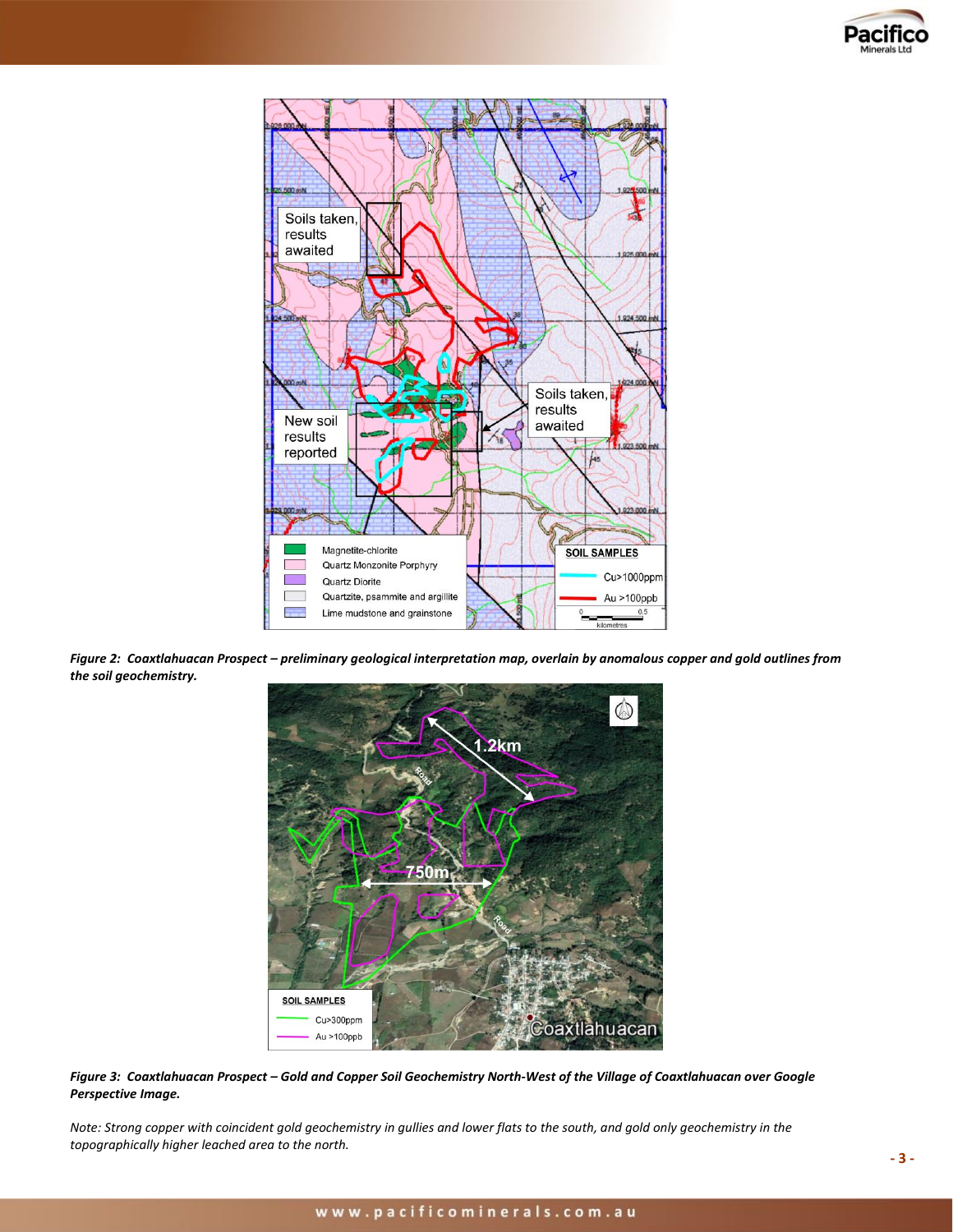*Figure 2: Coaxtlahuacan Prospect – preliminary geological interpretation map, overlain by anomalous copper and gold outlines from the soil geochemistry.*

*Figure 3: Coaxtlahuacan Prospect – Gold and Copper Soil Geochemistry North-West of the Village of Coaxtlahuacan over Google Perspective Image.*

*Note: Strong copper with coincident gold geochemistry in gullies and lower flats to the south, and gold only geochemistry in the topographically higher leached area to the north.*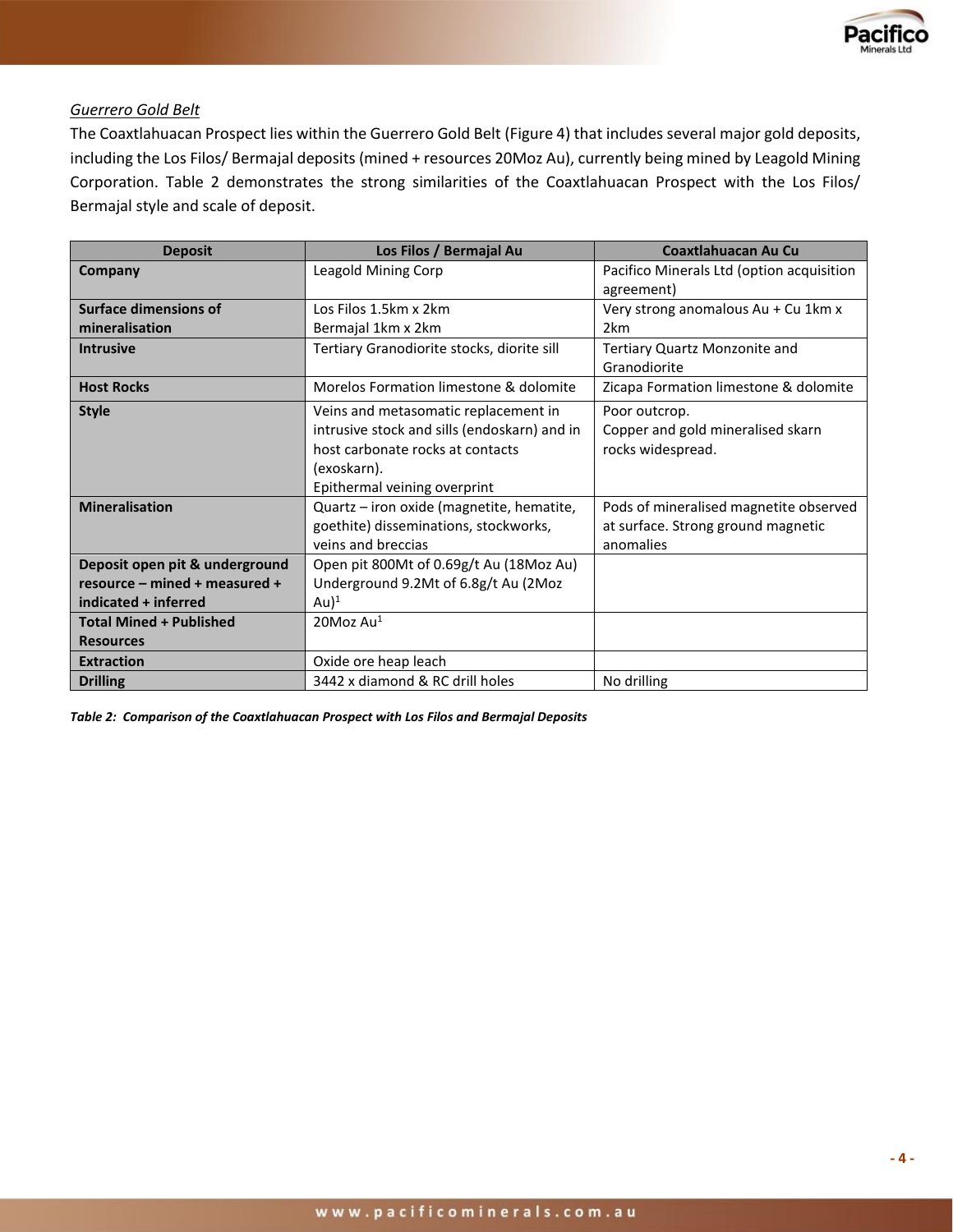*Guerrero Gold Belt*

The Coaxtlahuacan Prospect lies within the Guerrero Gold Belt (Figure 4) that includes several major gold deposits, including the Los Filos/ Bermajal deposits (mined + resources 20Moz Au), currently being mined by Leagold Mining Corporation. Table 2 demonstrates the strong similarities of the Coaxtlahuacan Prospect with the Los Filos/ Bermajal style and scale of deposit.

| Deposit | Los Filos / Bermajal Au | Coaxtlahuacan Au Cu |
|---|---|---|
| **Company** | Leagold Mining Corp | Pacifico Minerals Ltd (option acquisition agreement) |
| **Surface dimensions of mineralisation** | Los Filos 1.5km x 2km<br>Bermajal 1km x 2km | Very strong anomalous Au + Cu 1km x 2km |
| **Intrusive** | Tertiary Granodiorite stocks, diorite sill | Tertiary Quartz Monzonite and Granodiorite |
| **Host Rocks** | Morelos Formation limestone & dolomite | Zicapa Formation limestone & dolomite |
| **Style** | Veins and metasomatic replacement in intrusive stock and sills (endoskarn) and in host carbonate rocks at contacts (exoskarn).<br>Epithermal veining overprint | Poor outcrop.<br>Copper and gold mineralised skarn rocks widespread. |
| **Mineralisation** | Quartz – iron oxide (magnetite, hematite, goethite) disseminations, stockworks, veins and breccias | Pods of mineralised magnetite observed at surface. Strong ground magnetic anomalies |
| **Deposit open pit & underground resource – mined + measured + indicated + inferred** | Open pit 800Mt of 0.69g/t Au (18Moz Au)<br>Underground 9.2Mt of 6.8g/t Au (2Moz Au)[1] | |
| **Total Mined + Published Resources** | 20Moz Au[1] | |
| **Extraction** | Oxide ore heap leach | |
| **Drilling** | 3442 x diamond & RC drill holes | No drilling |

***Table 2: Comparison of the Coaxtlahuacan Prospect with Los Filos and Bermajal Deposits***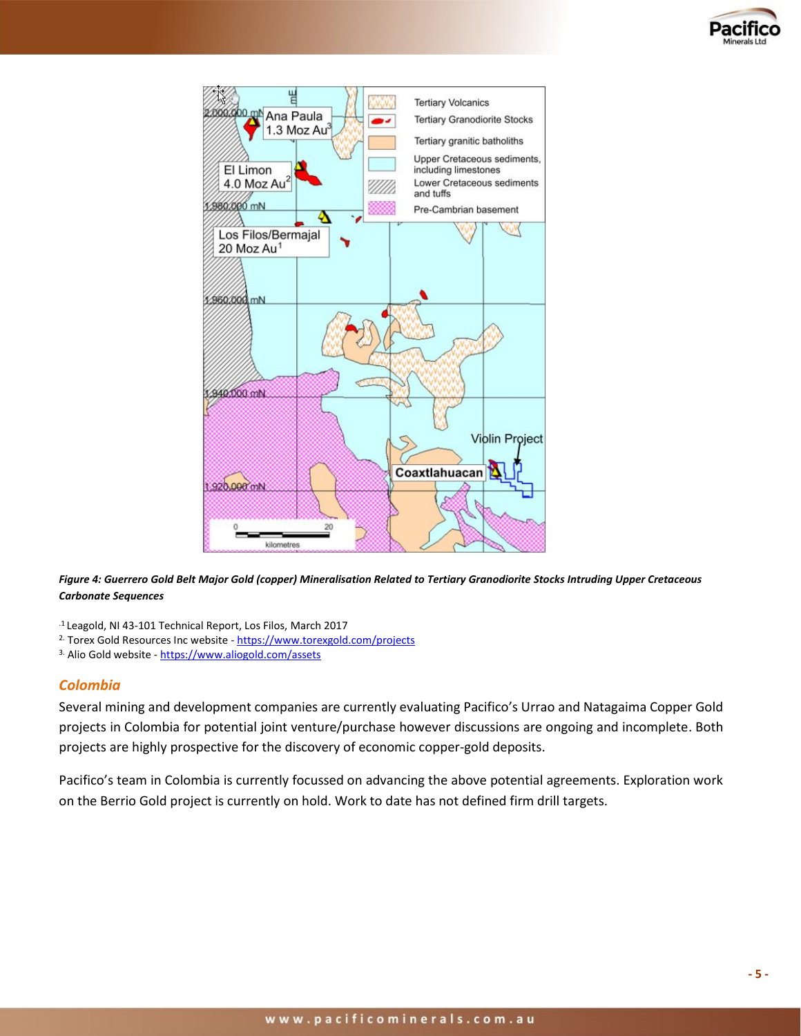*Figure 4: Guerrero Gold Belt Major Gold (copper) Mineralisation Related to Tertiary Granodiorite Stocks Intruding Upper Cretaceous Carbonate Sequences*

[1] Leagold, NI 43-101 Technical Report, Los Filos, March 2017
[2] Torex Gold Resources Inc website - https://www.torexgold.com/projects
[3] Alio Gold website - https://www.aliogold.com/assets

## *Colombia*

Several mining and development companies are currently evaluating Pacifico's Urrao and Natagaima Copper Gold projects in Colombia for potential joint venture/purchase however discussions are ongoing and incomplete. Both projects are highly prospective for the discovery of economic copper-gold deposits.

Pacifico's team in Colombia is currently focussed on advancing the above potential agreements. Exploration work on the Berrio Gold project is currently on hold. Work to date has not defined firm drill targets.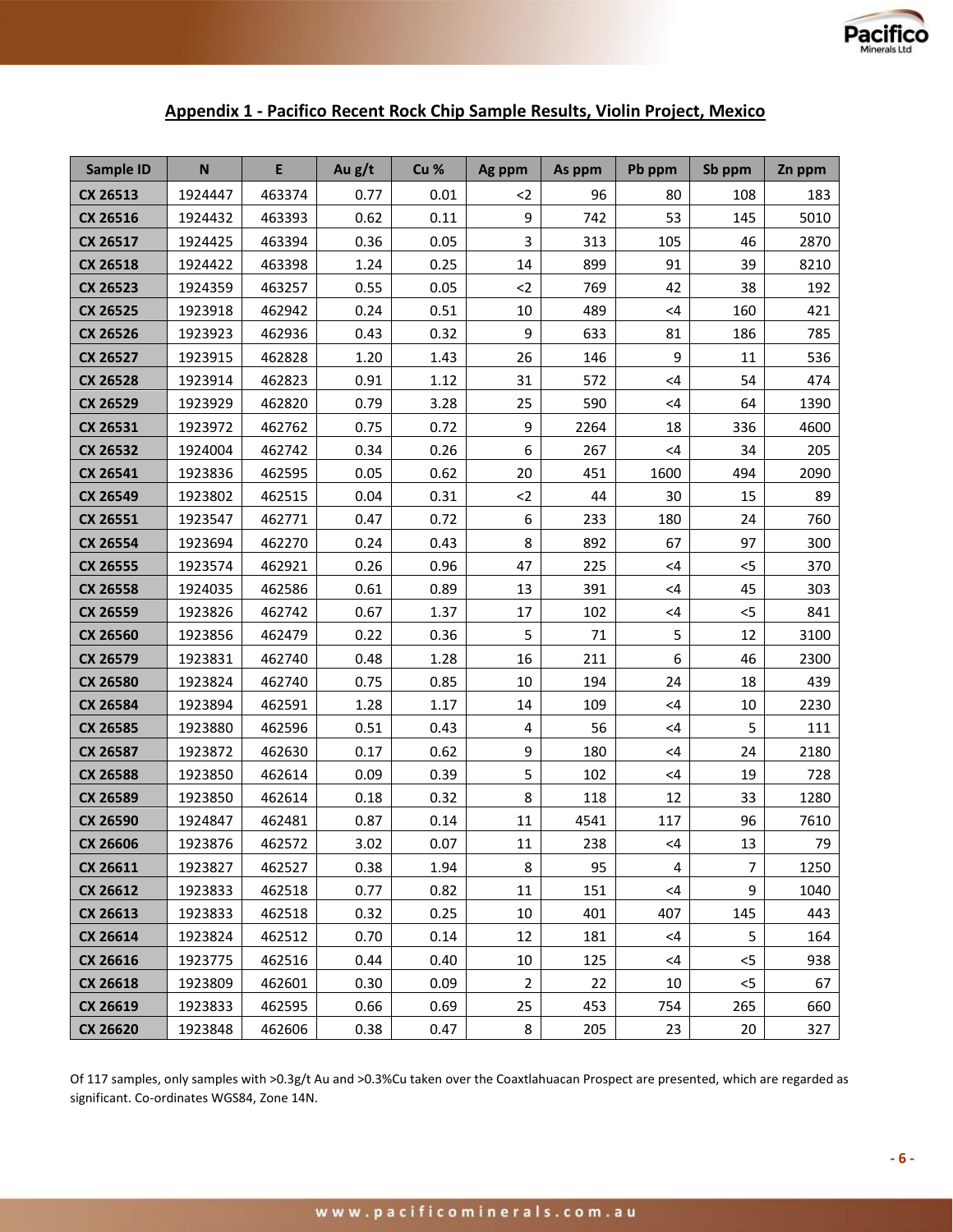## Appendix 1 - Pacifico Recent Rock Chip Sample Results, Violin Project, Mexico

| Sample ID | N | E | Au g/t | Cu % | Ag ppm | As ppm | Pb ppm | Sb ppm | Zn ppm |
|---|---|---|---|---|---|---|---|---|---|
| CX 26513 | 1924447 | 463374 | 0.77 | 0.01 | <2 | 96 | 80 | 108 | 183 |
| CX 26516 | 1924432 | 463393 | 0.62 | 0.11 | 9 | 742 | 53 | 145 | 5010 |
| CX 26517 | 1924425 | 463394 | 0.36 | 0.05 | 3 | 313 | 105 | 46 | 2870 |
| CX 26518 | 1924422 | 463398 | 1.24 | 0.25 | 14 | 899 | 91 | 39 | 8210 |
| CX 26523 | 1924359 | 463257 | 0.55 | 0.05 | <2 | 769 | 42 | 38 | 192 |
| CX 26525 | 1923918 | 462942 | 0.24 | 0.51 | 10 | 489 | <4 | 160 | 421 |
| CX 26526 | 1923923 | 462936 | 0.43 | 0.32 | 9 | 633 | 81 | 186 | 785 |
| CX 26527 | 1923915 | 462828 | 1.20 | 1.43 | 26 | 146 | 9 | 11 | 536 |
| CX 26528 | 1923914 | 462823 | 0.91 | 1.12 | 31 | 572 | <4 | 54 | 474 |
| CX 26529 | 1923929 | 462820 | 0.79 | 3.28 | 25 | 590 | <4 | 64 | 1390 |
| CX 26531 | 1923972 | 462762 | 0.75 | 0.72 | 9 | 2264 | 18 | 336 | 4600 |
| CX 26532 | 1924004 | 462742 | 0.34 | 0.26 | 6 | 267 | <4 | 34 | 205 |
| CX 26541 | 1923836 | 462595 | 0.05 | 0.62 | 20 | 451 | 1600 | 494 | 2090 |
| CX 26549 | 1923802 | 462515 | 0.04 | 0.31 | <2 | 44 | 30 | 15 | 89 |
| CX 26551 | 1923547 | 462771 | 0.47 | 0.72 | 6 | 233 | 180 | 24 | 760 |
| CX 26554 | 1923694 | 462270 | 0.24 | 0.43 | 8 | 892 | 67 | 97 | 300 |
| CX 26555 | 1923574 | 462921 | 0.26 | 0.96 | 47 | 225 | <4 | <5 | 370 |
| CX 26558 | 1924035 | 462586 | 0.61 | 0.89 | 13 | 391 | <4 | 45 | 303 |
| CX 26559 | 1923826 | 462742 | 0.67 | 1.37 | 17 | 102 | <4 | <5 | 841 |
| CX 26560 | 1923856 | 462479 | 0.22 | 0.36 | 5 | 71 | 5 | 12 | 3100 |
| CX 26579 | 1923831 | 462740 | 0.48 | 1.28 | 16 | 211 | 6 | 46 | 2300 |
| CX 26580 | 1923824 | 462740 | 0.75 | 0.85 | 10 | 194 | 24 | 18 | 439 |
| CX 26584 | 1923894 | 462591 | 1.28 | 1.17 | 14 | 109 | <4 | 10 | 2230 |
| CX 26585 | 1923880 | 462596 | 0.51 | 0.43 | 4 | 56 | <4 | 5 | 111 |
| CX 26587 | 1923872 | 462630 | 0.17 | 0.62 | 9 | 180 | <4 | 24 | 2180 |
| CX 26588 | 1923850 | 462614 | 0.09 | 0.39 | 5 | 102 | <4 | 19 | 728 |
| CX 26589 | 1923850 | 462614 | 0.18 | 0.32 | 8 | 118 | 12 | 33 | 1280 |
| CX 26590 | 1924847 | 462481 | 0.87 | 0.14 | 11 | 4541 | 117 | 96 | 7610 |
| CX 26606 | 1923876 | 462572 | 3.02 | 0.07 | 11 | 238 | <4 | 13 | 79 |
| CX 26611 | 1923827 | 462527 | 0.38 | 1.94 | 8 | 95 | 4 | 7 | 1250 |
| CX 26612 | 1923833 | 462518 | 0.77 | 0.82 | 11 | 151 | <4 | 9 | 1040 |
| CX 26613 | 1923833 | 462518 | 0.32 | 0.25 | 10 | 401 | 407 | 145 | 443 |
| CX 26614 | 1923824 | 462512 | 0.70 | 0.14 | 12 | 181 | <4 | 5 | 164 |
| CX 26616 | 1923775 | 462516 | 0.44 | 0.40 | 10 | 125 | <4 | <5 | 938 |
| CX 26618 | 1923809 | 462601 | 0.30 | 0.09 | 2 | 22 | 10 | <5 | 67 |
| CX 26619 | 1923833 | 462595 | 0.66 | 0.69 | 25 | 453 | 754 | 265 | 660 |
| CX 26620 | 1923848 | 462606 | 0.38 | 0.47 | 8 | 205 | 23 | 20 | 327 |

Of 117 samples, only samples with >0.3g/t Au and >0.3%Cu taken over the Coaxtlahuacan Prospect are presented, which are regarded as significant. Co-ordinates WGS84, Zone 14N.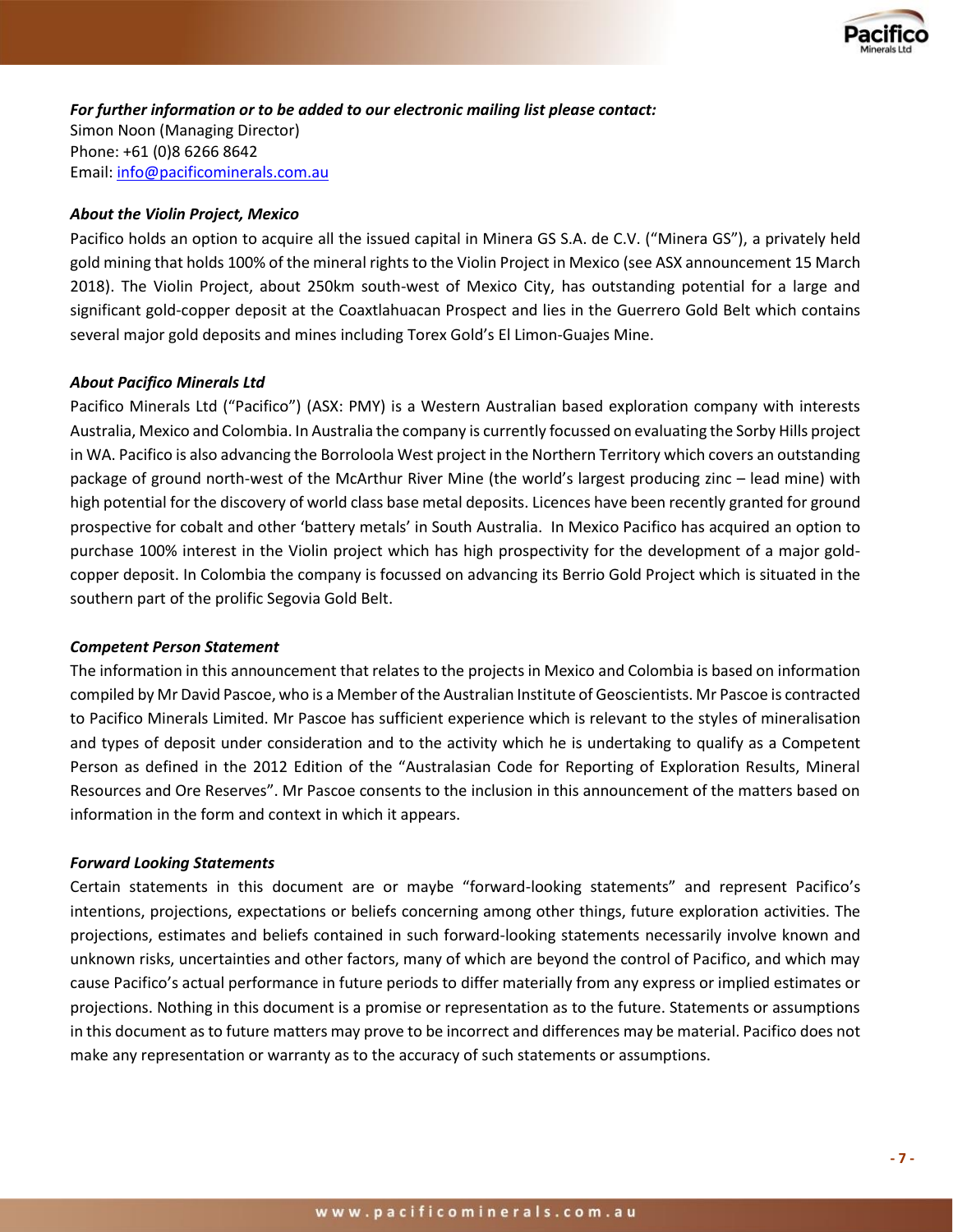***For further information or to be added to our electronic mailing list please contact:***

Simon Noon (Managing Director)
Phone: +61 (0)8 6266 8642
Email: info@pacificominerals.com.au

***About the Violin Project, Mexico***

Pacifico holds an option to acquire all the issued capital in Minera GS S.A. de C.V. ("Minera GS"), a privately held gold mining that holds 100% of the mineral rights to the Violin Project in Mexico (see ASX announcement 15 March 2018). The Violin Project, about 250km south-west of Mexico City, has outstanding potential for a large and significant gold-copper deposit at the Coaxtlahuacan Prospect and lies in the Guerrero Gold Belt which contains several major gold deposits and mines including Torex Gold's El Limon-Guajes Mine.

***About Pacifico Minerals Ltd***

Pacifico Minerals Ltd ("Pacifico") (ASX: PMY) is a Western Australian based exploration company with interests Australia, Mexico and Colombia. In Australia the company is currently focussed on evaluating the Sorby Hills project in WA. Pacifico is also advancing the Borroloola West project in the Northern Territory which covers an outstanding package of ground north-west of the McArthur River Mine (the world's largest producing zinc – lead mine) with high potential for the discovery of world class base metal deposits. Licences have been recently granted for ground prospective for cobalt and other 'battery metals' in South Australia. In Mexico Pacifico has acquired an option to purchase 100% interest in the Violin project which has high prospectivity for the development of a major gold-copper deposit. In Colombia the company is focussed on advancing its Berrio Gold Project which is situated in the southern part of the prolific Segovia Gold Belt.

***Competent Person Statement***

The information in this announcement that relates to the projects in Mexico and Colombia is based on information compiled by Mr David Pascoe, who is a Member of the Australian Institute of Geoscientists. Mr Pascoe is contracted to Pacifico Minerals Limited. Mr Pascoe has sufficient experience which is relevant to the styles of mineralisation and types of deposit under consideration and to the activity which he is undertaking to qualify as a Competent Person as defined in the 2012 Edition of the "Australasian Code for Reporting of Exploration Results, Mineral Resources and Ore Reserves". Mr Pascoe consents to the inclusion in this announcement of the matters based on information in the form and context in which it appears.

***Forward Looking Statements***

Certain statements in this document are or maybe "forward-looking statements" and represent Pacifico's intentions, projections, expectations or beliefs concerning among other things, future exploration activities. The projections, estimates and beliefs contained in such forward-looking statements necessarily involve known and unknown risks, uncertainties and other factors, many of which are beyond the control of Pacifico, and which may cause Pacifico's actual performance in future periods to differ materially from any express or implied estimates or projections. Nothing in this document is a promise or representation as to the future. Statements or assumptions in this document as to future matters may prove to be incorrect and differences may be material. Pacifico does not make any representation or warranty as to the accuracy of such statements or assumptions.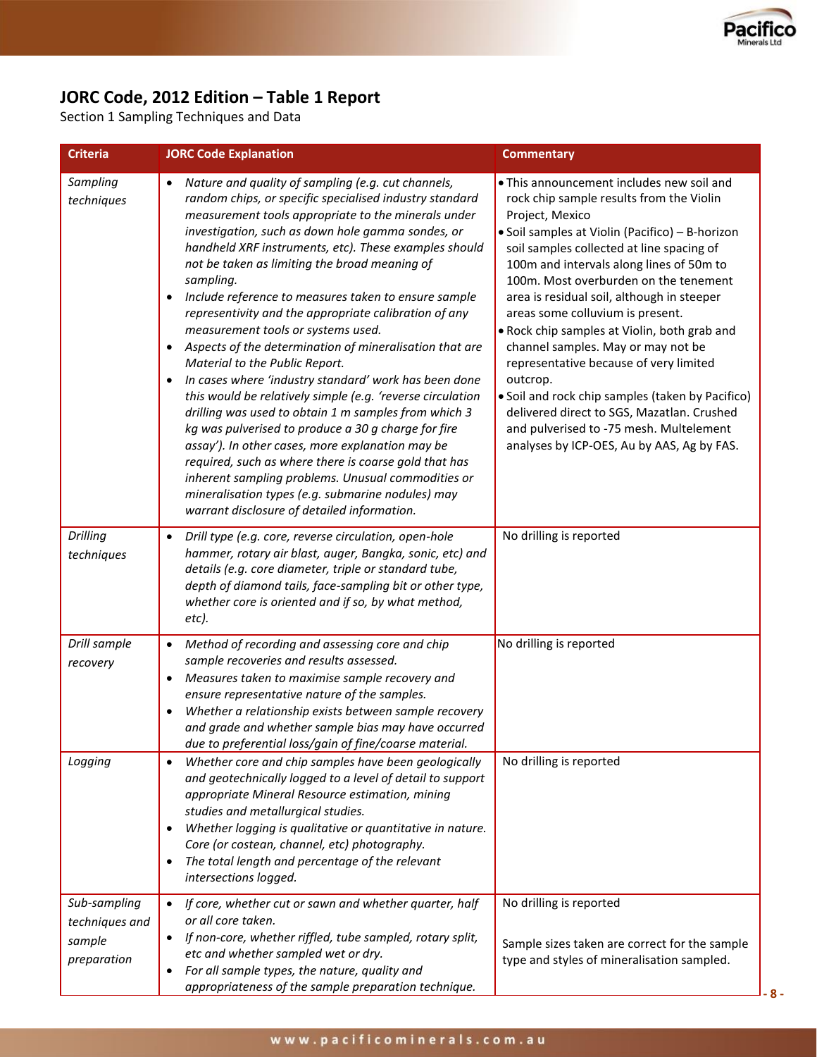## JORC Code, 2012 Edition – Table 1 Report

Section 1 Sampling Techniques and Data

| Criteria | JORC Code Explanation | Commentary |
|---|---|---|
| *Sampling techniques* | • *Nature and quality of sampling (e.g. cut channels, random chips, or specific specialised industry standard measurement tools appropriate to the minerals under investigation, such as down hole gamma sondes, or handheld XRF instruments, etc). These examples should not be taken as limiting the broad meaning of sampling.*<br>• *Include reference to measures taken to ensure sample representivity and the appropriate calibration of any measurement tools or systems used.*<br>• *Aspects of the determination of mineralisation that are Material to the Public Report.*<br>• *In cases where 'industry standard' work has been done this would be relatively simple (e.g. 'reverse circulation drilling was used to obtain 1 m samples from which 3 kg was pulverised to produce a 30 g charge for fire assay'). In other cases, more explanation may be required, such as where there is coarse gold that has inherent sampling problems. Unusual commodities or mineralisation types (e.g. submarine nodules) may warrant disclosure of detailed information.* | • This announcement includes new soil and rock chip sample results from the Violin Project, Mexico<br>• Soil samples at Violin (Pacifico) – B-horizon soil samples collected at line spacing of 100m and intervals along lines of 50m to 100m. Most overburden on the tenement area is residual soil, although in steeper areas some colluvium is present.<br>• Rock chip samples at Violin, both grab and channel samples. May or may not be representative because of very limited outcrop.<br>• Soil and rock chip samples (taken by Pacifico) delivered direct to SGS, Mazatlan. Crushed and pulverised to -75 mesh. Multelement analyses by ICP-OES, Au by AAS, Ag by FAS. |
| *Drilling techniques* | • *Drill type (e.g. core, reverse circulation, open-hole hammer, rotary air blast, auger, Bangka, sonic, etc) and details (e.g. core diameter, triple or standard tube, depth of diamond tails, face-sampling bit or other type, whether core is oriented and if so, by what method, etc).* | No drilling is reported |
| *Drill sample recovery* | • *Method of recording and assessing core and chip sample recoveries and results assessed.*<br>• *Measures taken to maximise sample recovery and ensure representative nature of the samples.*<br>• *Whether a relationship exists between sample recovery and grade and whether sample bias may have occurred due to preferential loss/gain of fine/coarse material.* | No drilling is reported |
| *Logging* | • *Whether core and chip samples have been geologically and geotechnically logged to a level of detail to support appropriate Mineral Resource estimation, mining studies and metallurgical studies.*<br>• *Whether logging is qualitative or quantitative in nature. Core (or costean, channel, etc) photography.*<br>• *The total length and percentage of the relevant intersections logged.* | No drilling is reported |
| *Sub-sampling techniques and sample preparation* | • *If core, whether cut or sawn and whether quarter, half or all core taken.*<br>• *If non-core, whether riffled, tube sampled, rotary split, etc and whether sampled wet or dry.*<br>• *For all sample types, the nature, quality and appropriateness of the sample preparation technique.* | No drilling is reported<br><br>Sample sizes taken are correct for the sample type and styles of mineralisation sampled. |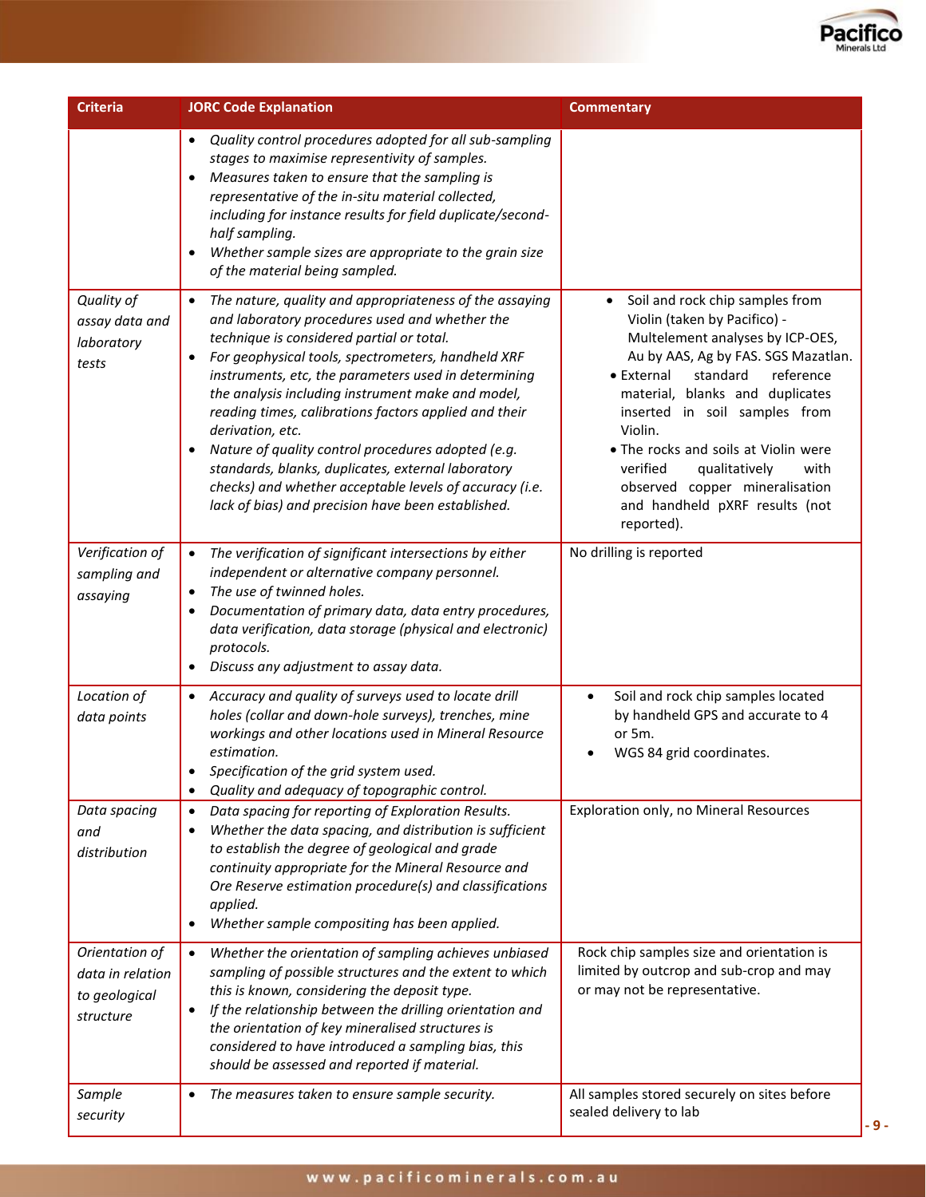| Criteria | JORC Code Explanation | Commentary |
|---|---|---|
| | • *Quality control procedures adopted for all sub-sampling stages to maximise representivity of samples.*<br>• *Measures taken to ensure that the sampling is representative of the in-situ material collected, including for instance results for field duplicate/second-half sampling.*<br>• *Whether sample sizes are appropriate to the grain size of the material being sampled.* | |
| *Quality of assay data and laboratory tests* | • *The nature, quality and appropriateness of the assaying and laboratory procedures used and whether the technique is considered partial or total.*<br>• *For geophysical tools, spectrometers, handheld XRF instruments, etc, the parameters used in determining the analysis including instrument make and model, reading times, calibrations factors applied and their derivation, etc.*<br>• *Nature of quality control procedures adopted (e.g. standards, blanks, duplicates, external laboratory checks) and whether acceptable levels of accuracy (i.e. lack of bias) and precision have been established.* | • Soil and rock chip samples from Violin (taken by Pacifico) - Multelement analyses by ICP-OES, Au by AAS, Ag by FAS. SGS Mazatlan.<br>• External standard reference material, blanks and duplicates inserted in soil samples from Violin.<br>• The rocks and soils at Violin were verified qualitatively with observed copper mineralisation and handheld pXRF results (not reported). |
| *Verification of sampling and assaying* | • *The verification of significant intersections by either independent or alternative company personnel.*<br>• *The use of twinned holes.*<br>• *Documentation of primary data, data entry procedures, data verification, data storage (physical and electronic) protocols.*<br>• *Discuss any adjustment to assay data.* | No drilling is reported |
| *Location of data points* | • *Accuracy and quality of surveys used to locate drill holes (collar and down-hole surveys), trenches, mine workings and other locations used in Mineral Resource estimation.*<br>• *Specification of the grid system used.*<br>• *Quality and adequacy of topographic control.* | • Soil and rock chip samples located by handheld GPS and accurate to 4 or 5m.<br>• WGS 84 grid coordinates. |
| *Data spacing and distribution* | • *Data spacing for reporting of Exploration Results.*<br>• *Whether the data spacing, and distribution is sufficient to establish the degree of geological and grade continuity appropriate for the Mineral Resource and Ore Reserve estimation procedure(s) and classifications applied.*<br>• *Whether sample compositing has been applied.* | Exploration only, no Mineral Resources |
| *Orientation of data in relation to geological structure* | • *Whether the orientation of sampling achieves unbiased sampling of possible structures and the extent to which this is known, considering the deposit type.*<br>• *If the relationship between the drilling orientation and the orientation of key mineralised structures is considered to have introduced a sampling bias, this should be assessed and reported if material.* | Rock chip samples size and orientation is limited by outcrop and sub-crop and may or may not be representative. |
| *Sample security* | • *The measures taken to ensure sample security.* | All samples stored securely on sites before sealed delivery to lab |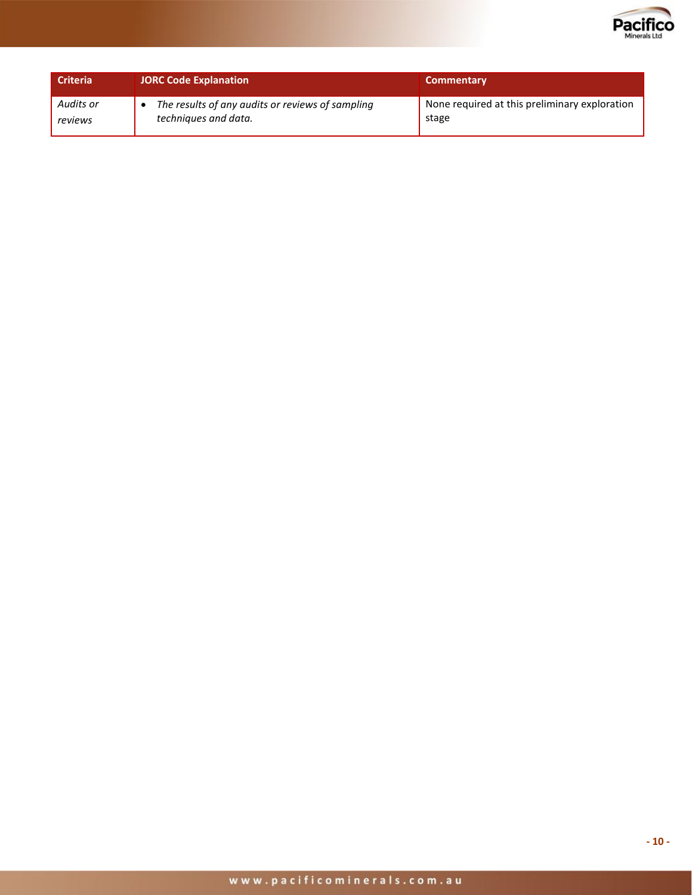| Criteria | JORC Code Explanation | Commentary |
| --- | --- | --- |
| *Audits or reviews* | • *The results of any audits or reviews of sampling techniques and data.* | None required at this preliminary exploration stage |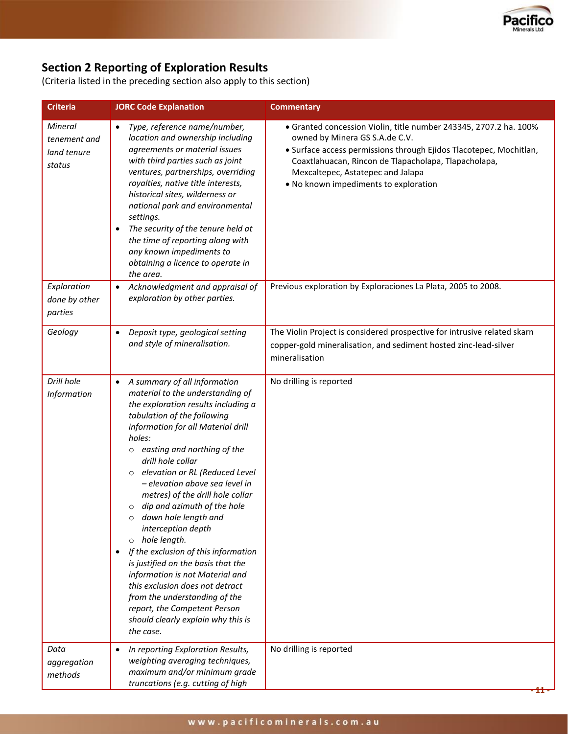## Section 2 Reporting of Exploration Results

(Criteria listed in the preceding section also apply to this section)

| Criteria | JORC Code Explanation | Commentary |
|---|---|---|
| *Mineral tenement and land tenure status* | • *Type, reference name/number, location and ownership including agreements or material issues with third parties such as joint ventures, partnerships, overriding royalties, native title interests, historical sites, wilderness or national park and environmental settings.*<br>• *The security of the tenure held at the time of reporting along with any known impediments to obtaining a licence to operate in the area.* | • Granted concession Violin, title number 243345, 2707.2 ha. 100% owned by Minera GS S.A.de C.V.<br>• Surface access permissions through Ejidos Tlacotepec, Mochitlan, Coaxtlahuacan, Rincon de Tlapacholapa, Tlapacholapa, Mexcaltepec, Astatepec and Jalapa<br>• No known impediments to exploration |
| *Exploration done by other parties* | • *Acknowledgment and appraisal of exploration by other parties.* | Previous exploration by Exploraciones La Plata, 2005 to 2008. |
| *Geology* | • *Deposit type, geological setting and style of mineralisation.* | The Violin Project is considered prospective for intrusive related skarn copper-gold mineralisation, and sediment hosted zinc-lead-silver mineralisation |
| *Drill hole Information* | • *A summary of all information material to the understanding of the exploration results including a tabulation of the following information for all Material drill holes:*<br>&nbsp;&nbsp;○ *easting and northing of the drill hole collar*<br>&nbsp;&nbsp;○ *elevation or RL (Reduced Level – elevation above sea level in metres) of the drill hole collar*<br>&nbsp;&nbsp;○ *dip and azimuth of the hole*<br>&nbsp;&nbsp;○ *down hole length and interception depth*<br>&nbsp;&nbsp;○ *hole length.*<br>• *If the exclusion of this information is justified on the basis that the information is not Material and this exclusion does not detract from the understanding of the report, the Competent Person should clearly explain why this is the case.* | No drilling is reported |
| *Data aggregation methods* | • *In reporting Exploration Results, weighting averaging techniques, maximum and/or minimum grade truncations (e.g. cutting of high* | No drilling is reported |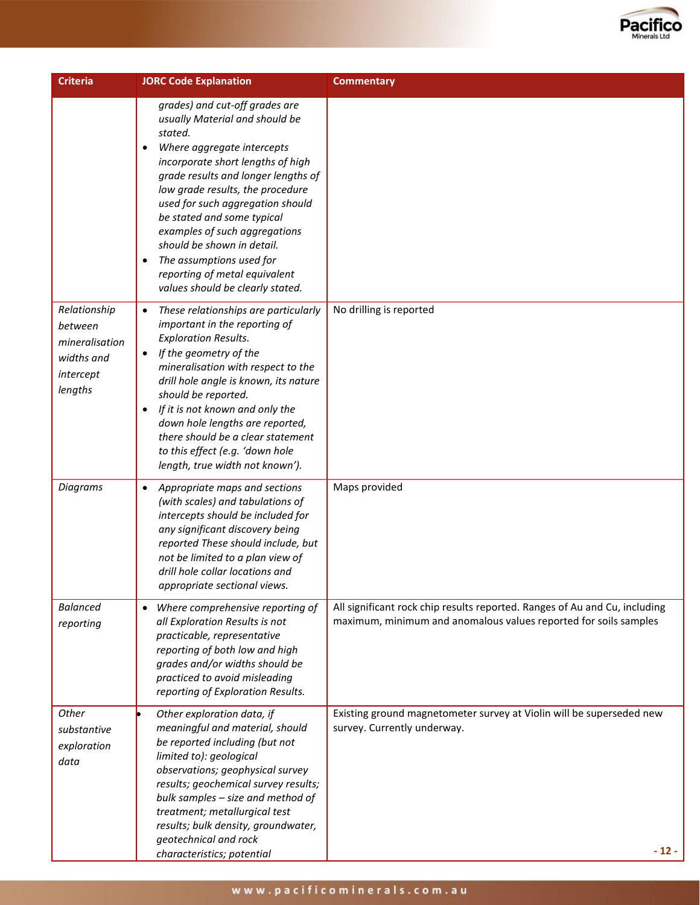| Criteria | JORC Code Explanation | Commentary |
|---|---|---|
| | *grades) and cut-off grades are usually Material and should be stated.*<br>• *Where aggregate intercepts incorporate short lengths of high grade results and longer lengths of low grade results, the procedure used for such aggregation should be stated and some typical examples of such aggregations should be shown in detail.*<br>• *The assumptions used for reporting of metal equivalent values should be clearly stated.* | |
| *Relationship between mineralisation widths and intercept lengths* | • *These relationships are particularly important in the reporting of Exploration Results.*<br>• *If the geometry of the mineralisation with respect to the drill hole angle is known, its nature should be reported.*<br>• *If it is not known and only the down hole lengths are reported, there should be a clear statement to this effect (e.g. 'down hole length, true width not known').* | No drilling is reported |
| *Diagrams* | • *Appropriate maps and sections (with scales) and tabulations of intercepts should be included for any significant discovery being reported These should include, but not be limited to a plan view of drill hole collar locations and appropriate sectional views.* | Maps provided |
| *Balanced reporting* | • *Where comprehensive reporting of all Exploration Results is not practicable, representative reporting of both low and high grades and/or widths should be practiced to avoid misleading reporting of Exploration Results.* | All significant rock chip results reported. Ranges of Au and Cu, including maximum, minimum and anomalous values reported for soils samples |
| *Other substantive exploration data* | • *Other exploration data, if meaningful and material, should be reported including (but not limited to): geological observations; geophysical survey results; geochemical survey results; bulk samples – size and method of treatment; metallurgical test results; bulk density, groundwater, geotechnical and rock characteristics; potential* | Existing ground magnetometer survey at Violin will be superseded new survey. Currently underway. |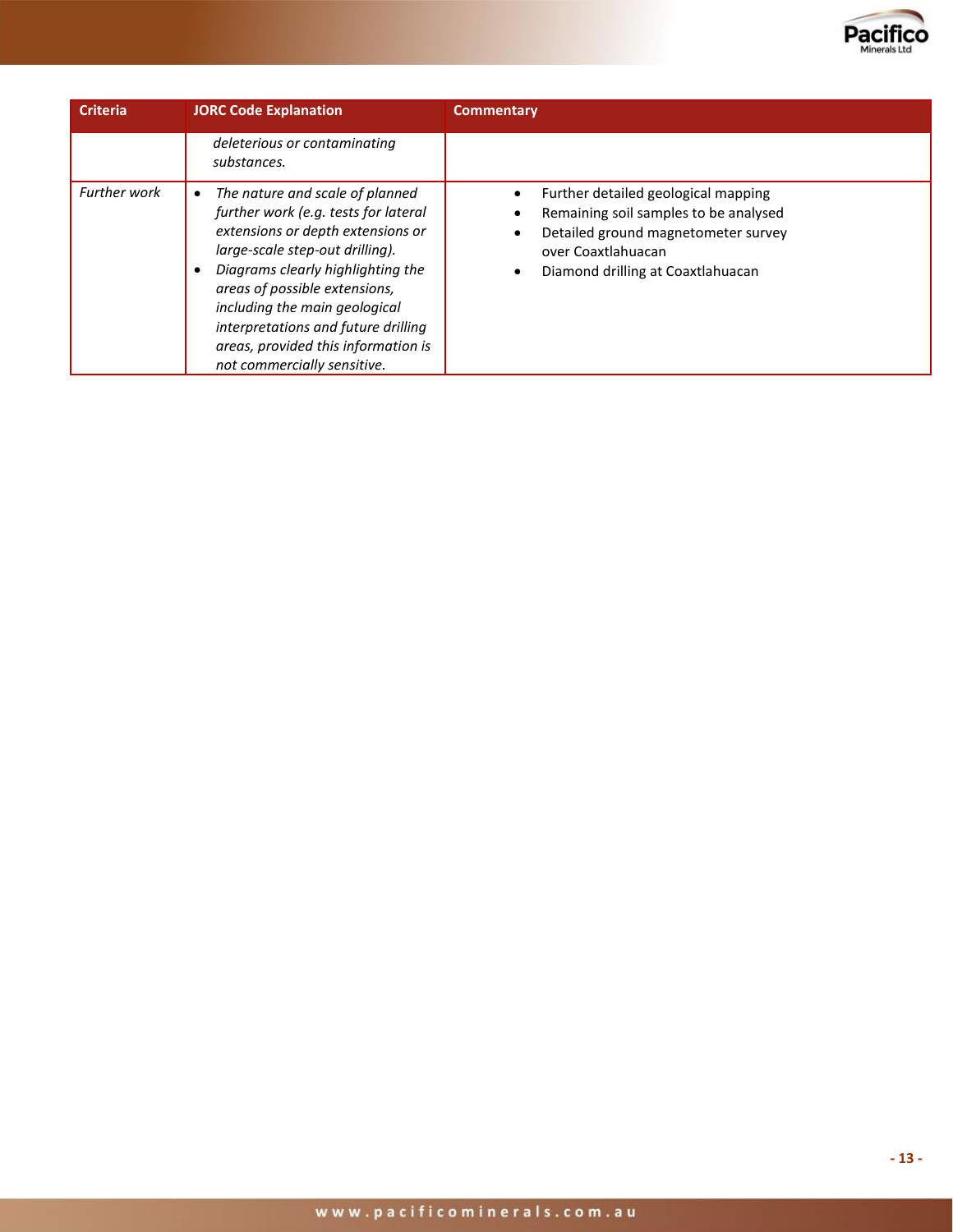| Criteria | JORC Code Explanation | Commentary |
| --- | --- | --- |
| | *deleterious or contaminating substances.* | |
| *Further work* | • *The nature and scale of planned further work (e.g. tests for lateral extensions or depth extensions or large-scale step-out drilling).* <br> • *Diagrams clearly highlighting the areas of possible extensions, including the main geological interpretations and future drilling areas, provided this information is not commercially sensitive.* | • Further detailed geological mapping <br> • Remaining soil samples to be analysed <br> • Detailed ground magnetometer survey over Coaxtlahuacan <br> • Diamond drilling at Coaxtlahuacan |